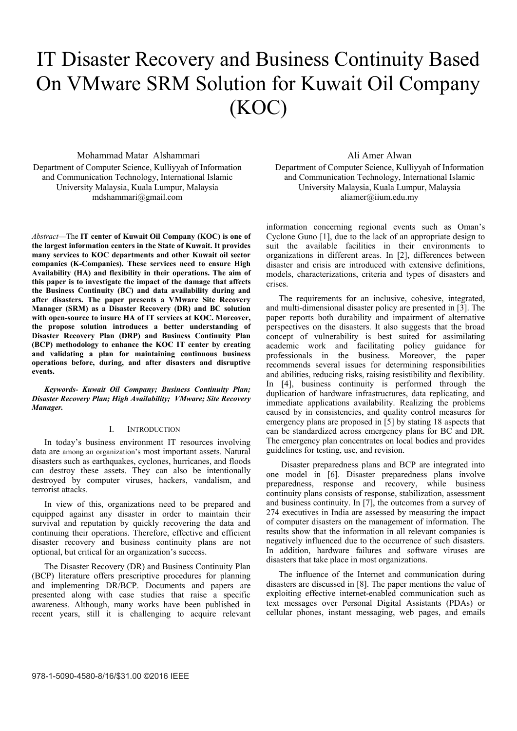# IT Disaster Recovery and Business Continuity Based On VMware SRM Solution for Kuwait Oil Company (KOC)

Mohammad Matar Alshammari
Department of Computer Science, Kulliyyah of Information and Communication Technology, International Islamic University Malaysia, Kuala Lumpur, Malaysia
mdshammari@gmail.com

Ali Amer Alwan
Department of Computer Science, Kulliyyah of Information and Communication Technology, International Islamic University Malaysia, Kuala Lumpur, Malaysia
aliamer@iium.edu.my

*Abstract*—**The IT center of Kuwait Oil Company (KOC) is one of the largest information centers in the State of Kuwait. It provides many services to KOC departments and other Kuwait oil sector companies (K-Companies). These services need to ensure High Availability (HA) and flexibility in their operations. The aim of this paper is to investigate the impact of the damage that affects the Business Continuity (BC) and data availability during and after disasters. The paper presents a VMware Site Recovery Manager (SRM) as a Disaster Recovery (DR) and BC solution with open-source to insure HA of IT services at KOC. Moreover, the propose solution introduces a better understanding of Disaster Recovery Plan (DRP) and Business Continuity Plan (BCP) methodology to enhance the KOC IT center by creating and validating a plan for maintaining continuous business operations before, during, and after disasters and disruptive events.**

***Keywords- Kuwait Oil Company; Business Continuity Plan; Disaster Recovery Plan; High Availability; VMware; Site Recovery Manager.***

## I. Introduction

In today's business environment IT resources involving data are among an organization's most important assets. Natural disasters such as earthquakes, cyclones, hurricanes, and floods can destroy these assets. They can also be intentionally destroyed by computer viruses, hackers, vandalism, and terrorist attacks.

In view of this, organizations need to be prepared and equipped against any disaster in order to maintain their survival and reputation by quickly recovering the data and continuing their operations. Therefore, effective and efficient disaster recovery and business continuity plans are not optional, but critical for an organization's success.

The Disaster Recovery (DR) and Business Continuity Plan (BCP) literature offers prescriptive procedures for planning and implementing DR/BCP. Documents and papers are presented along with case studies that raise a specific awareness. Although, many works have been published in recent years, still it is challenging to acquire relevant information concerning regional events such as Oman's Cyclone Guno [1], due to the lack of an appropriate design to suit the available facilities in their environments to organizations in different areas. In [2], differences between disaster and crisis are introduced with extensive definitions, models, characterizations, criteria and types of disasters and crises.

The requirements for an inclusive, cohesive, integrated, and multi-dimensional disaster policy are presented in [3]. The paper reports both durability and impairment of alternative perspectives on the disasters. It also suggests that the broad concept of vulnerability is best suited for assimilating academic work and facilitating policy guidance for professionals in the business. Moreover, the paper recommends several issues for determining responsibilities and abilities, reducing risks, raising resistibility and flexibility. In [4], business continuity is performed through the duplication of hardware infrastructures, data replicating, and immediate applications availability. Realizing the problems caused by in consistencies, and quality control measures for emergency plans are proposed in [5] by stating 18 aspects that can be standardized across emergency plans for BC and DR. The emergency plan concentrates on local bodies and provides guidelines for testing, use, and revision.

Disaster preparedness plans and BCP are integrated into one model in [6]. Disaster preparedness plans involve preparedness, response and recovery, while business continuity plans consists of response, stabilization, assessment and business continuity. In [7], the outcomes from a survey of 274 executives in India are assessed by measuring the impact of computer disasters on the management of information. The results show that the information in all relevant companies is negatively influenced due to the occurrence of such disasters. In addition, hardware failures and software viruses are disasters that take place in most organizations.

The influence of the Internet and communication during disasters are discussed in [8]. The paper mentions the value of exploiting effective internet-enabled communication such as text messages over Personal Digital Assistants (PDAs) or cellular phones, instant messaging, web pages, and emails

978-1-5090-4580-8/16/$31.00 ©2016 IEEE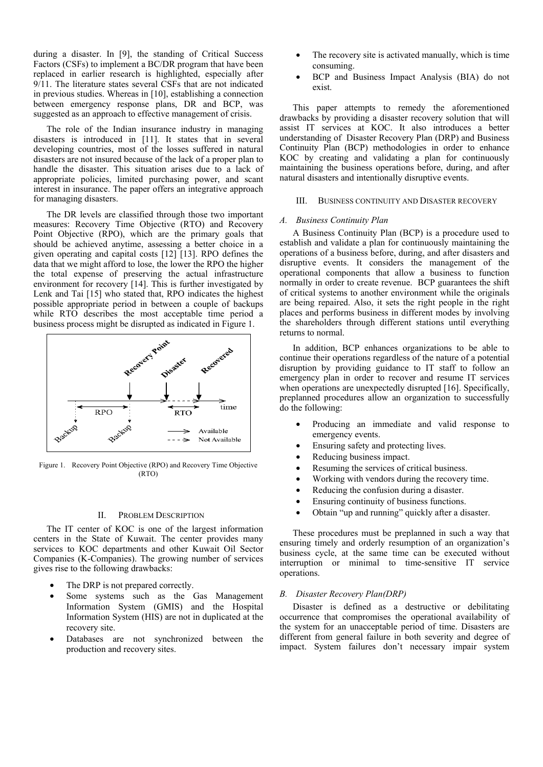during a disaster. In [9], the standing of Critical Success Factors (CSFs) to implement a BC/DR program that have been replaced in earlier research is highlighted, especially after 9/11. The literature states several CSFs that are not indicated in previous studies. Whereas in [10], establishing a connection between emergency response plans, DR and BCP, was suggested as an approach to effective management of crisis.

The role of the Indian insurance industry in managing disasters is introduced in [11]. It states that in several developing countries, most of the losses suffered in natural disasters are not insured because of the lack of a proper plan to handle the disaster. This situation arises due to a lack of appropriate policies, limited purchasing power, and scant interest in insurance. The paper offers an integrative approach for managing disasters.

The DR levels are classified through those two important measures: Recovery Time Objective (RTO) and Recovery Point Objective (RPO), which are the primary goals that should be achieved anytime, assessing a better choice in a given operating and capital costs [12] [13]. RPO defines the data that we might afford to lose, the lower the RPO the higher the total expense of preserving the actual infrastructure environment for recovery [14]. This is further investigated by Lenk and Tai [15] who stated that, RPO indicates the highest possible appropriate period in between a couple of backups while RTO describes the most acceptable time period a business process might be disrupted as indicated in Figure 1.

Figure 1. Recovery Point Objective (RPO) and Recovery Time Objective (RTO)

## II. Problem Description

The IT center of KOC is one of the largest information centers in the State of Kuwait. The center provides many services to KOC departments and other Kuwait Oil Sector Companies (K-Companies). The growing number of services gives rise to the following drawbacks:

- The DRP is not prepared correctly.
- Some systems such as the Gas Management Information System (GMIS) and the Hospital Information System (HIS) are not in duplicated at the recovery site.
- Databases are not synchronized between the production and recovery sites.
- The recovery site is activated manually, which is time consuming.
- BCP and Business Impact Analysis (BIA) do not exist.

This paper attempts to remedy the aforementioned drawbacks by providing a disaster recovery solution that will assist IT services at KOC. It also introduces a better understanding of Disaster Recovery Plan (DRP) and Business Continuity Plan (BCP) methodologies in order to enhance KOC by creating and validating a plan for continuously maintaining the business operations before, during, and after natural disasters and intentionally disruptive events.

## III. Business continuity and Disaster recovery

### A. Business Continuity Plan

A Business Continuity Plan (BCP) is a procedure used to establish and validate a plan for continuously maintaining the operations of a business before, during, and after disasters and disruptive events. It considers the management of the operational components that allow a business to function normally in order to create revenue. BCP guarantees the shift of critical systems to another environment while the originals are being repaired. Also, it sets the right people in the right places and performs business in different modes by involving the shareholders through different stations until everything returns to normal.

In addition, BCP enhances organizations to be able to continue their operations regardless of the nature of a potential disruption by providing guidance to IT staff to follow an emergency plan in order to recover and resume IT services when operations are unexpectedly disrupted [16]. Specifically, preplanned procedures allow an organization to successfully do the following:

- Producing an immediate and valid response to emergency events.
- Ensuring safety and protecting lives.
- Reducing business impact.
- Resuming the services of critical business.
- Working with vendors during the recovery time.
- Reducing the confusion during a disaster.
- Ensuring continuity of business functions.
- Obtain "up and running" quickly after a disaster.

These procedures must be preplanned in such a way that ensuring timely and orderly resumption of an organization's business cycle, at the same time can be executed without interruption or minimal to time-sensitive IT service operations.

### B. Disaster Recovery Plan(DRP)

Disaster is defined as a destructive or debilitating occurrence that compromises the operational availability of the system for an unacceptable period of time. Disasters are different from general failure in both severity and degree of impact. System failures don't necessary impair system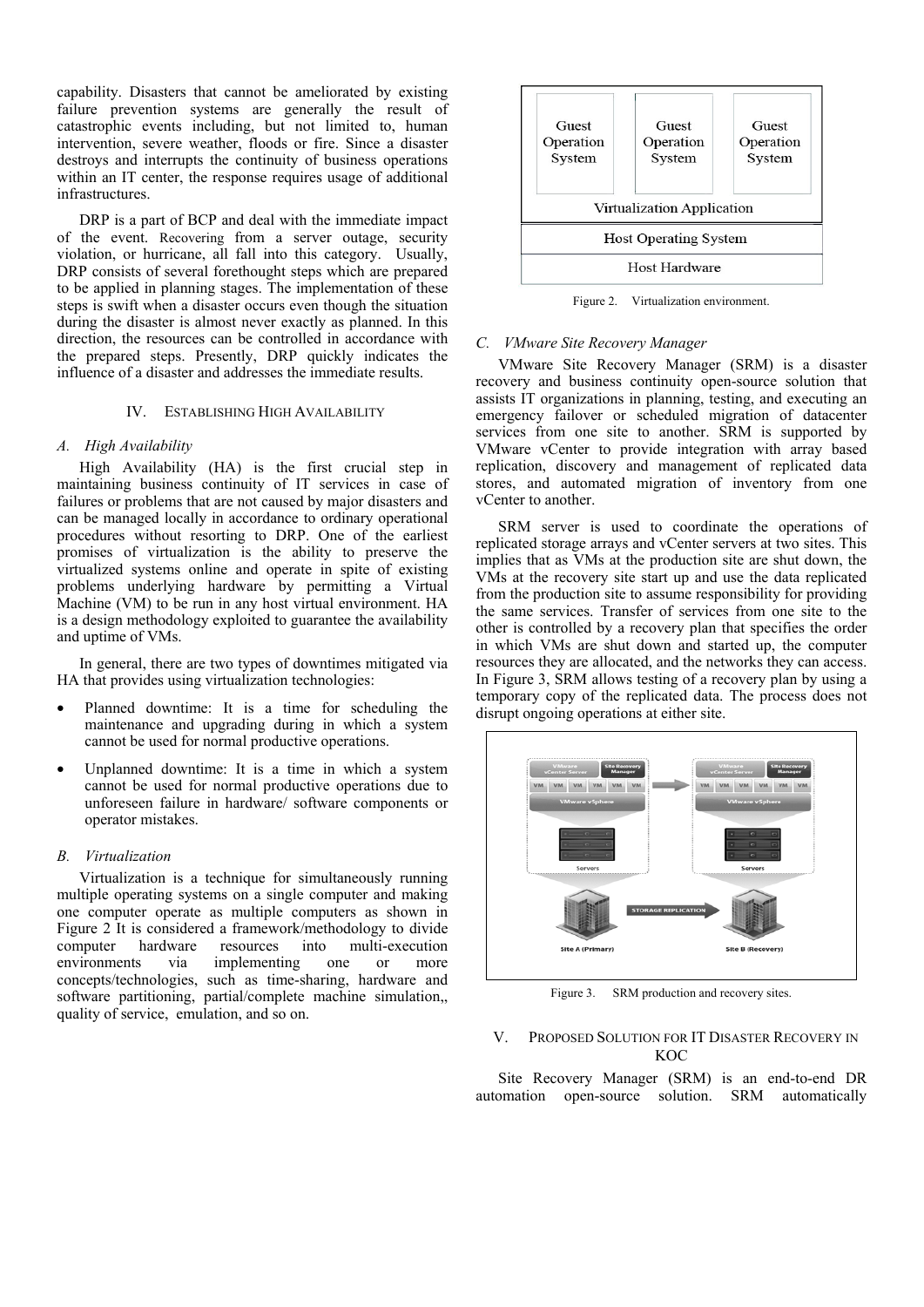capability. Disasters that cannot be ameliorated by existing failure prevention systems are generally the result of catastrophic events including, but not limited to, human intervention, severe weather, floods or fire. Since a disaster destroys and interrupts the continuity of business operations within an IT center, the response requires usage of additional infrastructures.

DRP is a part of BCP and deal with the immediate impact of the event. Recovering from a server outage, security violation, or hurricane, all fall into this category. Usually, DRP consists of several forethought steps which are prepared to be applied in planning stages. The implementation of these steps is swift when a disaster occurs even though the situation during the disaster is almost never exactly as planned. In this direction, the resources can be controlled in accordance with the prepared steps. Presently, DRP quickly indicates the influence of a disaster and addresses the immediate results.

## IV. ESTABLISHING HIGH AVAILABILITY

### *A. High Availability*

High Availability (HA) is the first crucial step in maintaining business continuity of IT services in case of failures or problems that are not caused by major disasters and can be managed locally in accordance to ordinary operational procedures without resorting to DRP. One of the earliest promises of virtualization is the ability to preserve the virtualized systems online and operate in spite of existing problems underlying hardware by permitting a Virtual Machine (VM) to be run in any host virtual environment. HA is a design methodology exploited to guarantee the availability and uptime of VMs.

In general, there are two types of downtimes mitigated via HA that provides using virtualization technologies:

- Planned downtime: It is a time for scheduling the maintenance and upgrading during in which a system cannot be used for normal productive operations.
- Unplanned downtime: It is a time in which a system cannot be used for normal productive operations due to unforeseen failure in hardware/ software components or operator mistakes.

### *B. Virtualization*

Virtualization is a technique for simultaneously running multiple operating systems on a single computer and making one computer operate as multiple computers as shown in Figure 2 It is considered a framework/methodology to divide computer hardware resources into multi-execution environments via implementing one or more concepts/technologies, such as time-sharing, hardware and software partitioning, partial/complete machine simulation,, quality of service, emulation, and so on.

| Guest Operation System | Guest Operation System | Guest Operation System |
|---|---|---|
| Virtualization Application | | |
| Host Operating System | | |
| Host Hardware | | |

Figure 2. Virtualization environment.

### *C. VMware Site Recovery Manager*

VMware Site Recovery Manager (SRM) is a disaster recovery and business continuity open-source solution that assists IT organizations in planning, testing, and executing an emergency failover or scheduled migration of datacenter services from one site to another. SRM is supported by VMware vCenter to provide integration with array based replication, discovery and management of replicated data stores, and automated migration of inventory from one vCenter to another.

SRM server is used to coordinate the operations of replicated storage arrays and vCenter servers at two sites. This implies that as VMs at the production site are shut down, the VMs at the recovery site start up and use the data replicated from the production site to assume responsibility for providing the same services. Transfer of services from one site to the other is controlled by a recovery plan that specifies the order in which VMs are shut down and started up, the computer resources they are allocated, and the networks they can access. In Figure 3, SRM allows testing of a recovery plan by using a temporary copy of the replicated data. The process does not disrupt ongoing operations at either site.

Figure 3. SRM production and recovery sites.

## V. PROPOSED SOLUTION FOR IT DISASTER RECOVERY IN KOC

Site Recovery Manager (SRM) is an end-to-end DR automation open-source solution. SRM automatically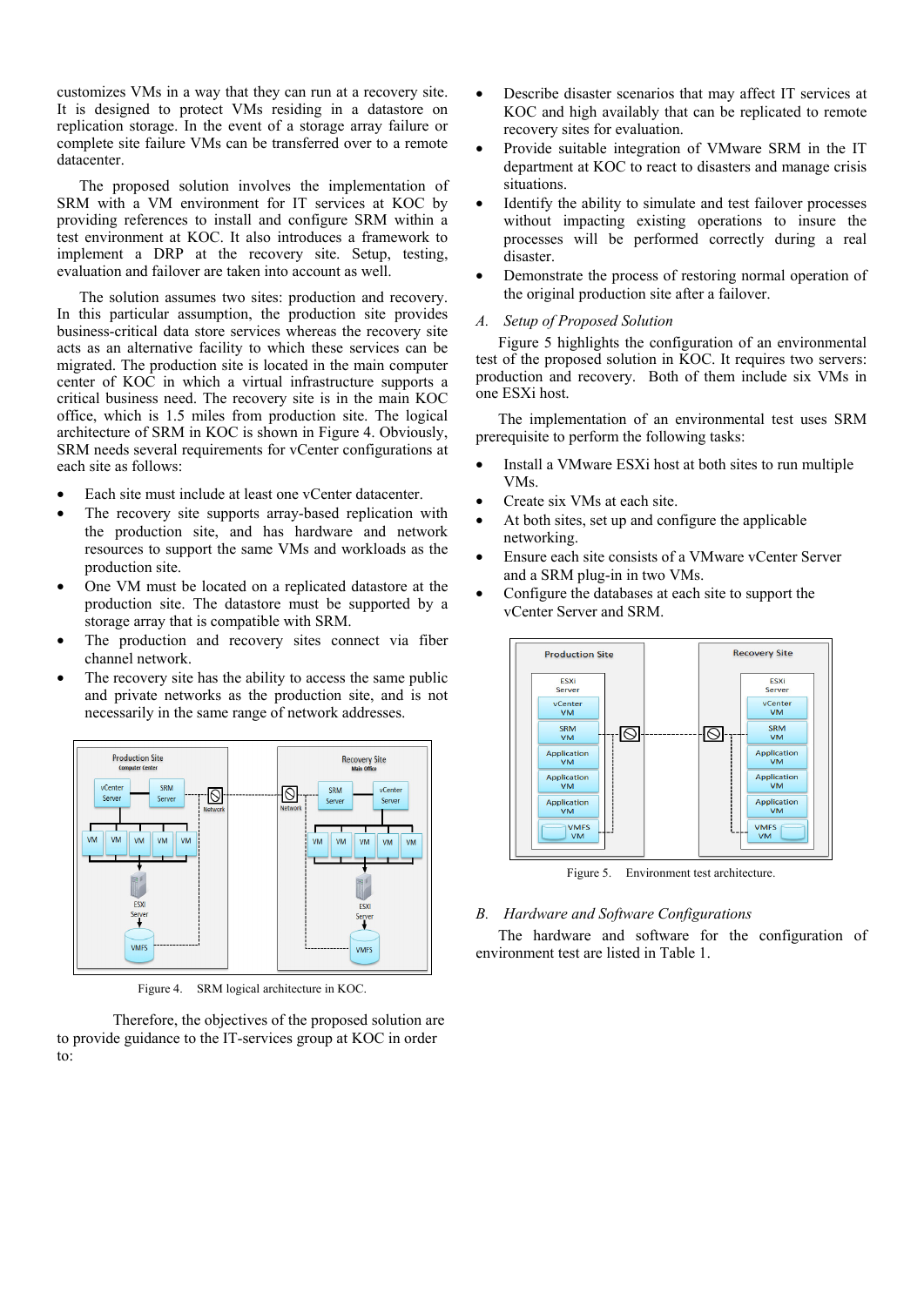customizes VMs in a way that they can run at a recovery site. It is designed to protect VMs residing in a datastore on replication storage. In the event of a storage array failure or complete site failure VMs can be transferred over to a remote datacenter.

The proposed solution involves the implementation of SRM with a VM environment for IT services at KOC by providing references to install and configure SRM within a test environment at KOC. It also introduces a framework to implement a DRP at the recovery site. Setup, testing, evaluation and failover are taken into account as well.

The solution assumes two sites: production and recovery. In this particular assumption, the production site provides business-critical data store services whereas the recovery site acts as an alternative facility to which these services can be migrated. The production site is located in the main computer center of KOC in which a virtual infrastructure supports a critical business need. The recovery site is in the main KOC office, which is 1.5 miles from production site. The logical architecture of SRM in KOC is shown in Figure 4. Obviously, SRM needs several requirements for vCenter configurations at each site as follows:

- Each site must include at least one vCenter datacenter.
- The recovery site supports array-based replication with the production site, and has hardware and network resources to support the same VMs and workloads as the production site.
- One VM must be located on a replicated datastore at the production site. The datastore must be supported by a storage array that is compatible with SRM.
- The production and recovery sites connect via fiber channel network.
- The recovery site has the ability to access the same public and private networks as the production site, and is not necessarily in the same range of network addresses.

Figure 4. SRM logical architecture in KOC.

Therefore, the objectives of the proposed solution are to provide guidance to the IT-services group at KOC in order to:

- Describe disaster scenarios that may affect IT services at KOC and high availably that can be replicated to remote recovery sites for evaluation.
- Provide suitable integration of VMware SRM in the IT department at KOC to react to disasters and manage crisis situations.
- Identify the ability to simulate and test failover processes without impacting existing operations to insure the processes will be performed correctly during a real disaster.
- Demonstrate the process of restoring normal operation of the original production site after a failover.

### *A. Setup of Proposed Solution*

Figure 5 highlights the configuration of an environmental test of the proposed solution in KOC. It requires two servers: production and recovery. Both of them include six VMs in one ESXi host.

The implementation of an environmental test uses SRM prerequisite to perform the following tasks:

- Install a VMware ESXi host at both sites to run multiple VMs.
- Create six VMs at each site.
- At both sites, set up and configure the applicable networking.
- Ensure each site consists of a VMware vCenter Server and a SRM plug-in in two VMs.
- Configure the databases at each site to support the vCenter Server and SRM.

Figure 5. Environment test architecture.

### *B. Hardware and Software Configurations*

The hardware and software for the configuration of environment test are listed in Table 1.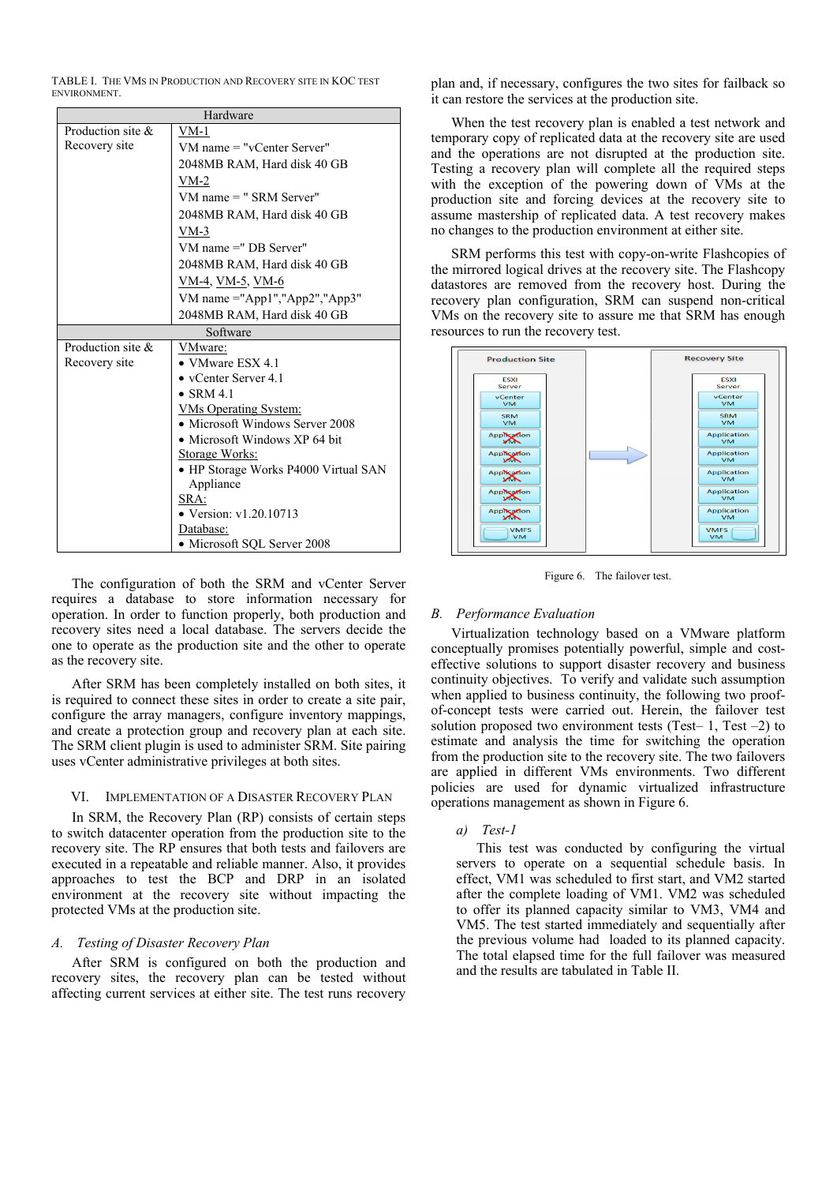TABLE I. THE VMS IN PRODUCTION AND RECOVERY SITE IN KOC TEST ENVIRONMENT.

| Hardware | |
|---|---|
| Production site & Recovery site | VM-1<br>VM name = "vCenter Server"<br>2048MB RAM, Hard disk 40 GB<br>VM-2<br>VM name = " SRM Server"<br>2048MB RAM, Hard disk 40 GB<br>VM-3<br>VM name =" DB Server"<br>2048MB RAM, Hard disk 40 GB<br>VM-4, VM-5, VM-6<br>VM name ="App1","App2","App3"<br>2048MB RAM, Hard disk 40 GB |
| **Software** | |
| Production site & Recovery site | VMware:<br>• VMware ESX 4.1<br>• vCenter Server 4.1<br>• SRM 4.1<br>VMs Operating System:<br>• Microsoft Windows Server 2008<br>• Microsoft Windows XP 64 bit<br>Storage Works:<br>• HP Storage Works P4000 Virtual SAN Appliance<br>SRA:<br>• Version: v1.20.10713<br>Database:<br>• Microsoft SQL Server 2008 |

The configuration of both the SRM and vCenter Server requires a database to store information necessary for operation. In order to function properly, both production and recovery sites need a local database. The servers decide the one to operate as the production site and the other to operate as the recovery site.

After SRM has been completely installed on both sites, it is required to connect these sites in order to create a site pair, configure the array managers, configure inventory mappings, and create a protection group and recovery plan at each site. The SRM client plugin is used to administer SRM. Site pairing uses vCenter administrative privileges at both sites.

## VI. IMPLEMENTATION OF A DISASTER RECOVERY PLAN

In SRM, the Recovery Plan (RP) consists of certain steps to switch datacenter operation from the production site to the recovery site. The RP ensures that both tests and failovers are executed in a repeatable and reliable manner. Also, it provides approaches to test the BCP and DRP in an isolated environment at the recovery site without impacting the protected VMs at the production site.

### A. *Testing of Disaster Recovery Plan*

After SRM is configured on both the production and recovery sites, the recovery plan can be tested without affecting current services at either site. The test runs recovery plan and, if necessary, configures the two sites for failback so it can restore the services at the production site.

When the test recovery plan is enabled a test network and temporary copy of replicated data at the recovery site are used and the operations are not disrupted at the production site. Testing a recovery plan will complete all the required steps with the exception of the powering down of VMs at the production site and forcing devices at the recovery site to assume mastership of replicated data. A test recovery makes no changes to the production environment at either site.

SRM performs this test with copy-on-write Flashcopies of the mirrored logical drives at the recovery site. The Flashcopy datastores are removed from the recovery host. During the recovery plan configuration, SRM can suspend non-critical VMs on the recovery site to assure me that SRM has enough resources to run the recovery test.

Figure 6. The failover test.

### B. *Performance Evaluation*

Virtualization technology based on a VMware platform conceptually promises potentially powerful, simple and cost-effective solutions to support disaster recovery and business continuity objectives. To verify and validate such assumption when applied to business continuity, the following two proof-of-concept tests were carried out. Herein, the failover test solution proposed two environment tests (Test– 1, Test –2) to estimate and analysis the time for switching the operation from the production site to the recovery site. The two failovers are applied in different VMs environments. Two different policies are used for dynamic virtualized infrastructure operations management as shown in Figure 6.

#### *a) Test-1*

This test was conducted by configuring the virtual servers to operate on a sequential schedule basis. In effect, VM1 was scheduled to first start, and VM2 started after the complete loading of VM1. VM2 was scheduled to offer its planned capacity similar to VM3, VM4 and VM5. The test started immediately and sequentially after the previous volume had loaded to its planned capacity. The total elapsed time for the full failover was measured and the results are tabulated in Table II.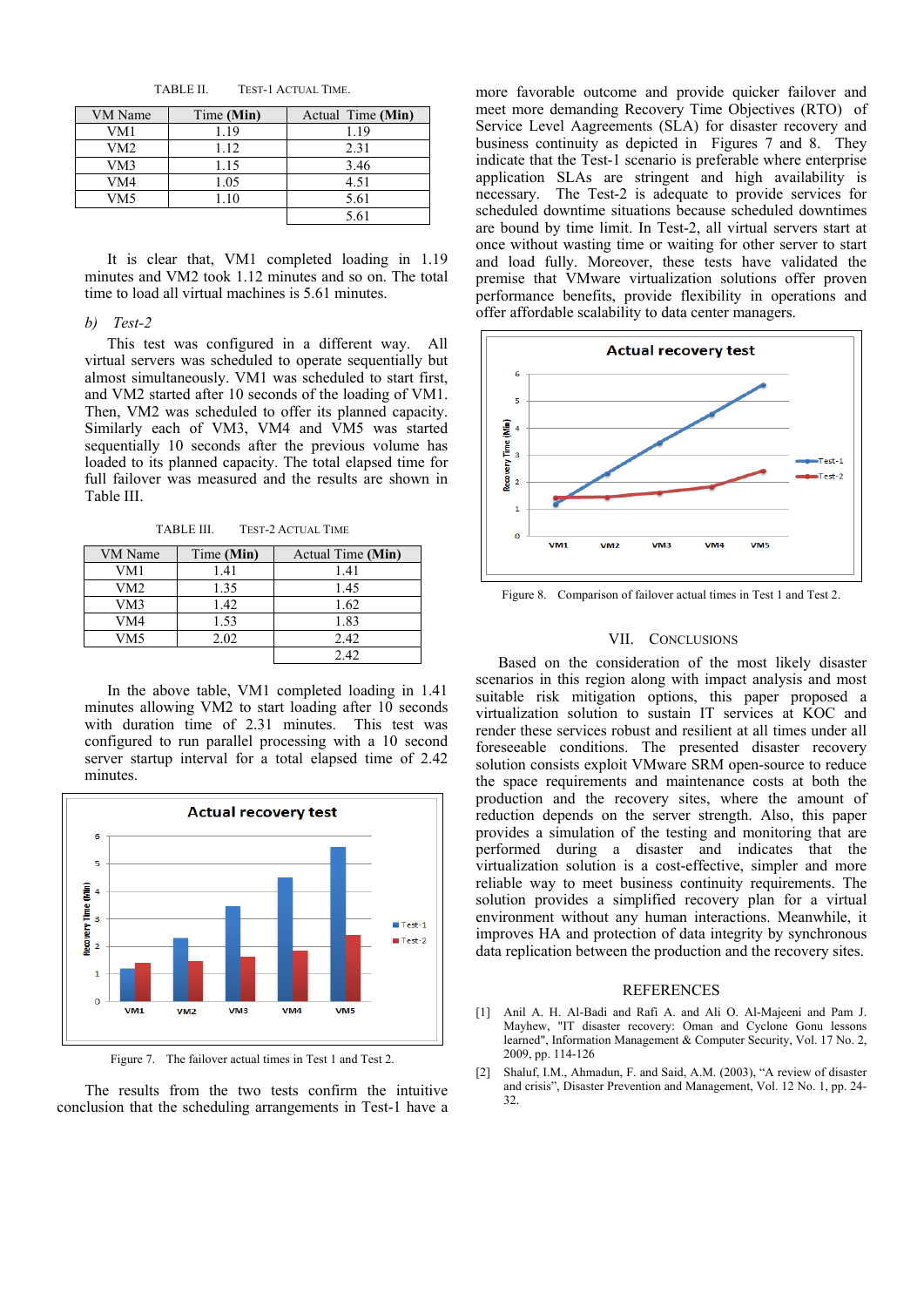TABLE II. TEST-1 ACTUAL TIME.

| VM Name | Time (Min) | Actual Time (Min) |
|---|---|---|
| VM1 | 1.19 | 1.19 |
| VM2 | 1.12 | 2.31 |
| VM3 | 1.15 | 3.46 |
| VM4 | 1.05 | 4.51 |
| VM5 | 1.10 | 5.61 |
| | | 5.61 |

It is clear that, VM1 completed loading in 1.19 minutes and VM2 took 1.12 minutes and so on. The total time to load all virtual machines is 5.61 minutes.

*b) Test-2*

This test was configured in a different way. All virtual servers was scheduled to operate sequentially but almost simultaneously. VM1 was scheduled to start first, and VM2 started after 10 seconds of the loading of VM1. Then, VM2 was scheduled to offer its planned capacity. Similarly each of VM3, VM4 and VM5 was started sequentially 10 seconds after the previous volume has loaded to its planned capacity. The total elapsed time for full failover was measured and the results are shown in Table III.

TABLE III. TEST-2 ACTUAL TIME

| VM Name | Time (Min) | Actual Time (Min) |
|---|---|---|
| VM1 | 1.41 | 1.41 |
| VM2 | 1.35 | 1.45 |
| VM3 | 1.42 | 1.62 |
| VM4 | 1.53 | 1.83 |
| VM5 | 2.02 | 2.42 |
| | | 2.42 |

In the above table, VM1 completed loading in 1.41 minutes allowing VM2 to start loading after 10 seconds with duration time of 2.31 minutes. This test was configured to run parallel processing with a 10 second server startup interval for a total elapsed time of 2.42 minutes.

Figure 7. The failover actual times in Test 1 and Test 2.

The results from the two tests confirm the intuitive conclusion that the scheduling arrangements in Test-1 have a more favorable outcome and provide quicker failover and meet more demanding Recovery Time Objectives (RTO) of Service Level Aagreements (SLA) for disaster recovery and business continuity as depicted in Figures 7 and 8. They indicate that the Test-1 scenario is preferable where enterprise application SLAs are stringent and high availability is necessary. The Test-2 is adequate to provide services for scheduled downtime situations because scheduled downtimes are bound by time limit. In Test-2, all virtual servers start at once without wasting time or waiting for other server to start and load fully. Moreover, these tests have validated the premise that VMware virtualization solutions offer proven performance benefits, provide flexibility in operations and offer affordable scalability to data center managers.

Figure 8. Comparison of failover actual times in Test 1 and Test 2.

## VII. CONCLUSIONS

Based on the consideration of the most likely disaster scenarios in this region along with impact analysis and most suitable risk mitigation options, this paper proposed a virtualization solution to sustain IT services at KOC and render these services robust and resilient at all times under all foreseeable conditions. The presented disaster recovery solution consists exploit VMware SRM open-source to reduce the space requirements and maintenance costs at both the production and the recovery sites, where the amount of reduction depends on the server strength. Also, this paper provides a simulation of the testing and monitoring that are performed during a disaster and indicates that the virtualization solution is a cost-effective, simpler and more reliable way to meet business continuity requirements. The solution provides a simplified recovery plan for a virtual environment without any human interactions. Meanwhile, it improves HA and protection of data integrity by synchronous data replication between the production and the recovery sites.

## REFERENCES

[1] Anil A. H. Al-Badi and Rafi A. and Ali O. Al-Majeeni and Pam J. Mayhew, "IT disaster recovery: Oman and Cyclone Gonu lessons learned", Information Management & Computer Security, Vol. 17 No. 2, 2009, pp. 114-126

[2] Shaluf, I.M., Ahmadun, F. and Said, A.M. (2003), "A review of disaster and crisis", Disaster Prevention and Management, Vol. 12 No. 1, pp. 24-32.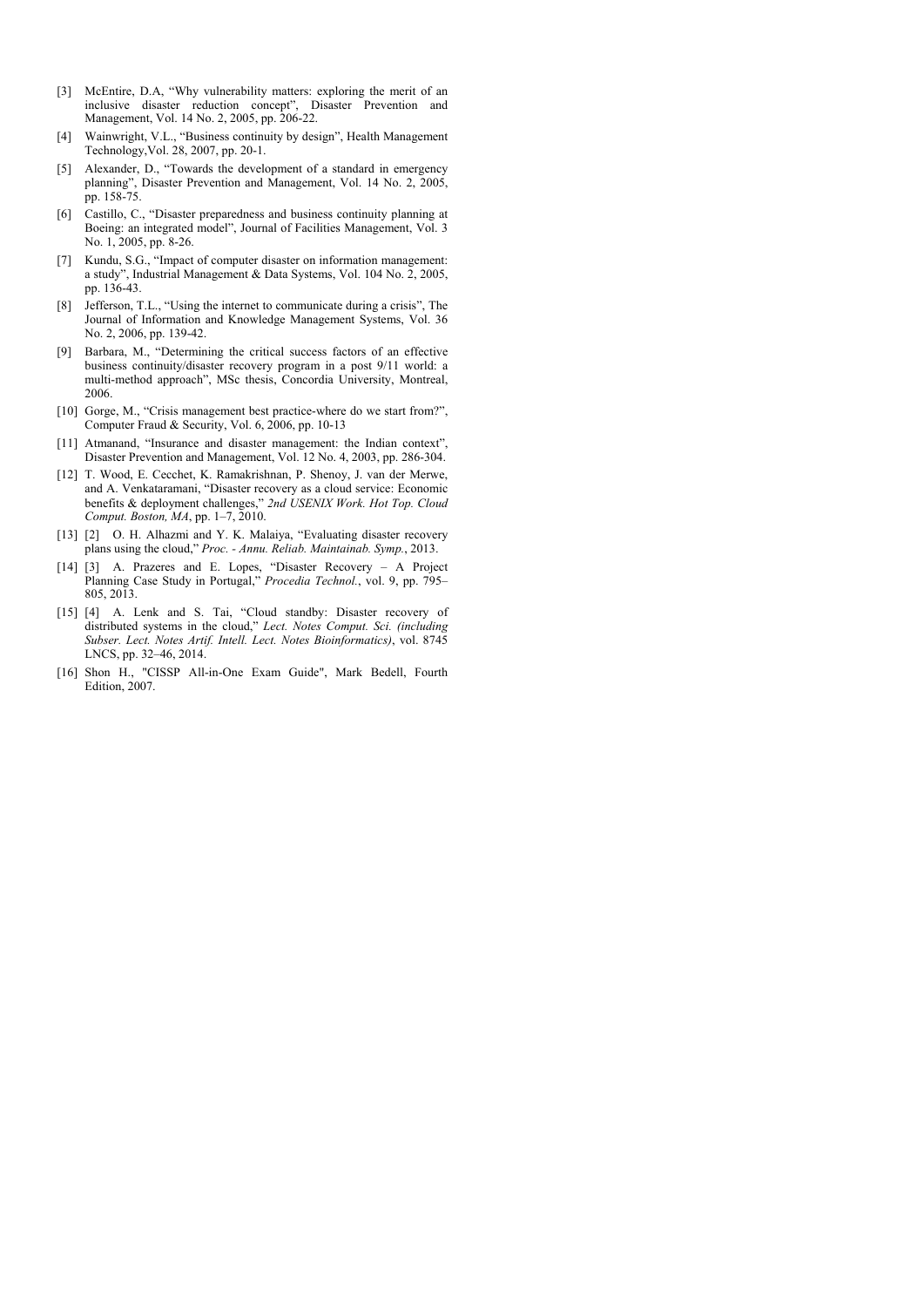[3] McEntire, D.A, "Why vulnerability matters: exploring the merit of an inclusive disaster reduction concept", Disaster Prevention and Management, Vol. 14 No. 2, 2005, pp. 206-22.

[4] Wainwright, V.L., "Business continuity by design", Health Management Technology,Vol. 28, 2007, pp. 20-1.

[5] Alexander, D., "Towards the development of a standard in emergency planning", Disaster Prevention and Management, Vol. 14 No. 2, 2005, pp. 158-75.

[6] Castillo, C., "Disaster preparedness and business continuity planning at Boeing: an integrated model", Journal of Facilities Management, Vol. 3 No. 1, 2005, pp. 8-26.

[7] Kundu, S.G., "Impact of computer disaster on information management: a study", Industrial Management & Data Systems, Vol. 104 No. 2, 2005, pp. 136-43.

[8] Jefferson, T.L., "Using the internet to communicate during a crisis", The Journal of Information and Knowledge Management Systems, Vol. 36 No. 2, 2006, pp. 139-42.

[9] Barbara, M., "Determining the critical success factors of an effective business continuity/disaster recovery program in a post 9/11 world: a multi-method approach", MSc thesis, Concordia University, Montreal, 2006.

[10] Gorge, M., "Crisis management best practice-where do we start from?", Computer Fraud & Security, Vol. 6, 2006, pp. 10-13

[11] Atmanand, "Insurance and disaster management: the Indian context", Disaster Prevention and Management, Vol. 12 No. 4, 2003, pp. 286-304.

[12] T. Wood, E. Cecchet, K. Ramakrishnan, P. Shenoy, J. van der Merwe, and A. Venkataramani, "Disaster recovery as a cloud service: Economic benefits & deployment challenges," *2nd USENIX Work. Hot Top. Cloud Comput. Boston, MA*, pp. 1–7, 2010.

[13] [2] O. H. Alhazmi and Y. K. Malaiya, "Evaluating disaster recovery plans using the cloud," *Proc. - Annu. Reliab. Maintainab. Symp.*, 2013.

[14] [3] A. Prazeres and E. Lopes, "Disaster Recovery – A Project Planning Case Study in Portugal," *Procedia Technol.*, vol. 9, pp. 795–805, 2013.

[15] [4] A. Lenk and S. Tai, "Cloud standby: Disaster recovery of distributed systems in the cloud," *Lect. Notes Comput. Sci. (including Subser. Lect. Notes Artif. Intell. Lect. Notes Bioinformatics)*, vol. 8745 LNCS, pp. 32–46, 2014.

[16] Shon H., "CISSP All-in-One Exam Guide", Mark Bedell, Fourth Edition, 2007.